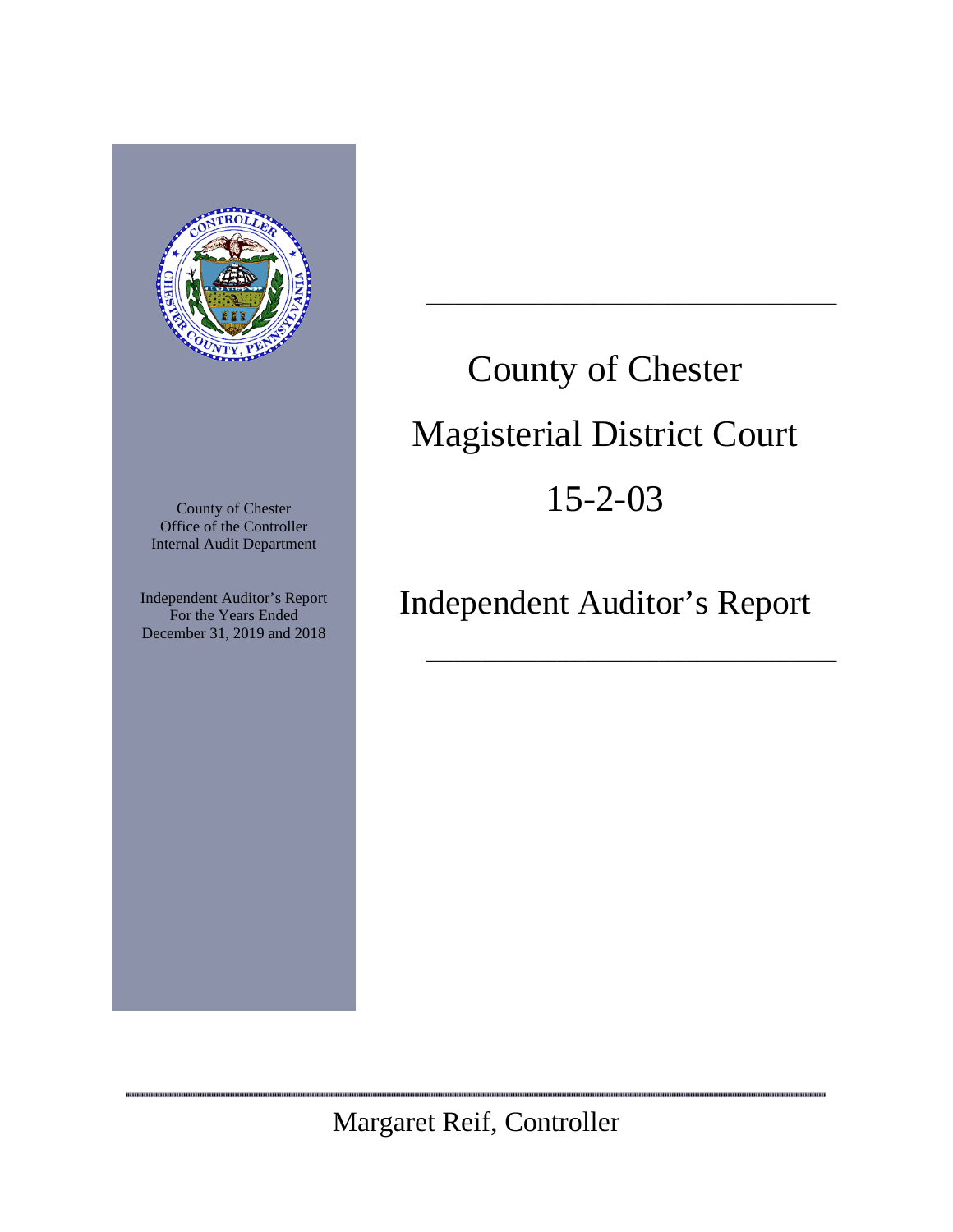County of Chester
Office of the Controller
Internal Audit Department

Independent Auditor's Report
For the Years Ended
December 31, 2019 and 2018

# County of Chester

# Magisterial District Court

# 15-2-03

## Independent Auditor's Report

Margaret Reif, Controller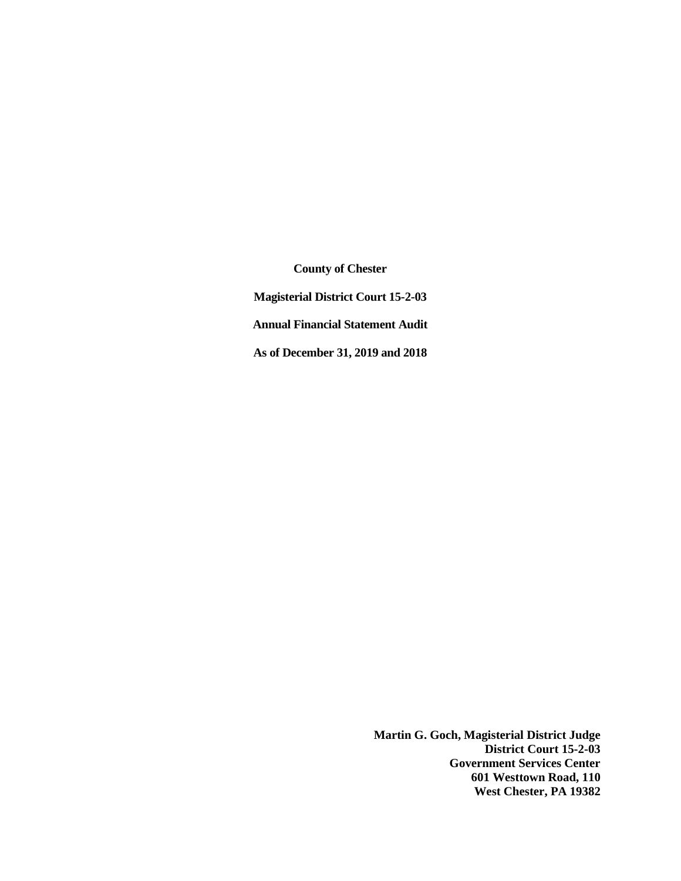**County of Chester**

**Magisterial District Court 15-2-03**

**Annual Financial Statement Audit**

**As of December 31, 2019 and 2018**

**Martin G. Goch, Magisterial District Judge**
**District Court 15-2-03**
**Government Services Center**
**601 Westtown Road, 110**
**West Chester, PA 19382**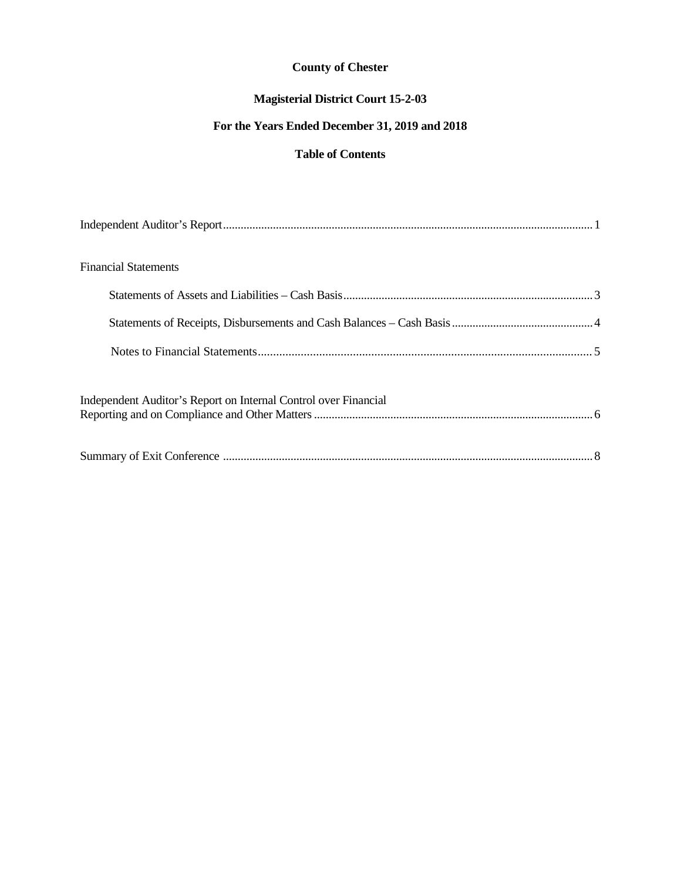**County of Chester**

**Magisterial District Court 15-2-03**

**For the Years Ended December 31, 2019 and 2018**

**Table of Contents**

Independent Auditor's Report .......... 1

Financial Statements

- Statements of Assets and Liabilities – Cash Basis .......... 3
- Statements of Receipts, Disbursements and Cash Balances – Cash Basis .......... 4
- Notes to Financial Statements .......... 5

Independent Auditor's Report on Internal Control over Financial Reporting and on Compliance and Other Matters .......... 6

Summary of Exit Conference .......... 8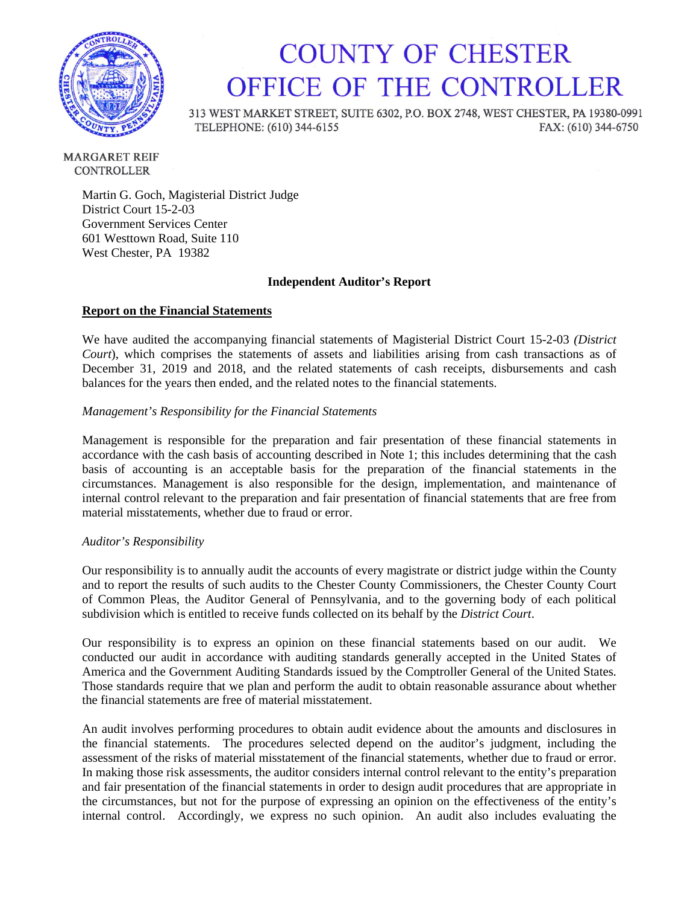# COUNTY OF CHESTER
# OFFICE OF THE CONTROLLER

313 WEST MARKET STREET, SUITE 6302, P.O. BOX 2748, WEST CHESTER, PA 19380-0991
TELEPHONE: (610) 344-6155 FAX: (610) 344-6750

MARGARET REIF
CONTROLLER

Martin G. Goch, Magisterial District Judge
District Court 15-2-03
Government Services Center
601 Westtown Road, Suite 110
West Chester, PA 19382

**Independent Auditor's Report**

**Report on the Financial Statements**

We have audited the accompanying financial statements of Magisterial District Court 15-2-03 *(District Court*), which comprises the statements of assets and liabilities arising from cash transactions as of December 31, 2019 and 2018, and the related statements of cash receipts, disbursements and cash balances for the years then ended, and the related notes to the financial statements.

*Management's Responsibility for the Financial Statements*

Management is responsible for the preparation and fair presentation of these financial statements in accordance with the cash basis of accounting described in Note 1; this includes determining that the cash basis of accounting is an acceptable basis for the preparation of the financial statements in the circumstances. Management is also responsible for the design, implementation, and maintenance of internal control relevant to the preparation and fair presentation of financial statements that are free from material misstatements, whether due to fraud or error.

*Auditor's Responsibility*

Our responsibility is to annually audit the accounts of every magistrate or district judge within the County and to report the results of such audits to the Chester County Commissioners, the Chester County Court of Common Pleas, the Auditor General of Pennsylvania, and to the governing body of each political subdivision which is entitled to receive funds collected on its behalf by the *District Court*.

Our responsibility is to express an opinion on these financial statements based on our audit. We conducted our audit in accordance with auditing standards generally accepted in the United States of America and the Government Auditing Standards issued by the Comptroller General of the United States. Those standards require that we plan and perform the audit to obtain reasonable assurance about whether the financial statements are free of material misstatement.

An audit involves performing procedures to obtain audit evidence about the amounts and disclosures in the financial statements. The procedures selected depend on the auditor's judgment, including the assessment of the risks of material misstatement of the financial statements, whether due to fraud or error. In making those risk assessments, the auditor considers internal control relevant to the entity's preparation and fair presentation of the financial statements in order to design audit procedures that are appropriate in the circumstances, but not for the purpose of expressing an opinion on the effectiveness of the entity's internal control. Accordingly, we express no such opinion. An audit also includes evaluating the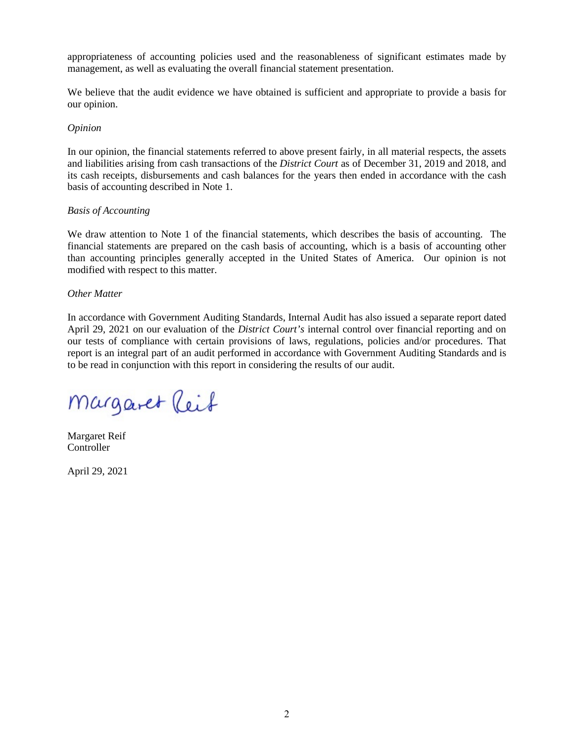appropriateness of accounting policies used and the reasonableness of significant estimates made by management, as well as evaluating the overall financial statement presentation.

We believe that the audit evidence we have obtained is sufficient and appropriate to provide a basis for our opinion.

*Opinion*

In our opinion, the financial statements referred to above present fairly, in all material respects, the assets and liabilities arising from cash transactions of the *District Court* as of December 31, 2019 and 2018, and its cash receipts, disbursements and cash balances for the years then ended in accordance with the cash basis of accounting described in Note 1.

*Basis of Accounting*

We draw attention to Note 1 of the financial statements, which describes the basis of accounting. The financial statements are prepared on the cash basis of accounting, which is a basis of accounting other than accounting principles generally accepted in the United States of America. Our opinion is not modified with respect to this matter.

*Other Matter*

In accordance with Government Auditing Standards, Internal Audit has also issued a separate report dated April 29, 2021 on our evaluation of the *District Court's* internal control over financial reporting and on our tests of compliance with certain provisions of laws, regulations, policies and/or procedures. That report is an integral part of an audit performed in accordance with Government Auditing Standards and is to be read in conjunction with this report in considering the results of our audit.

Margaret Reif

Margaret Reif
Controller

April 29, 2021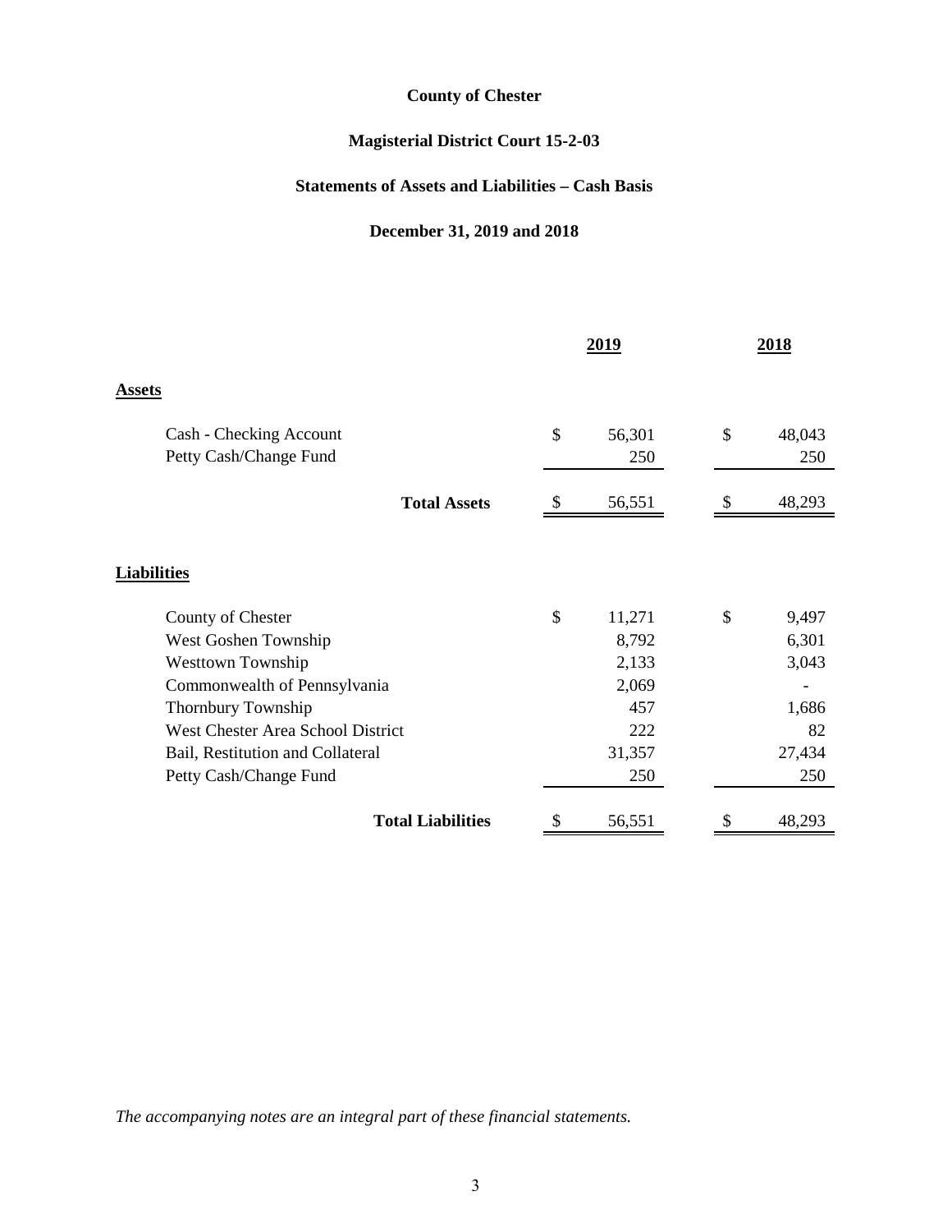# County of Chester

## Magisterial District Court 15-2-03

## Statements of Assets and Liabilities – Cash Basis

## December 31, 2019 and 2018

| | 2019 | 2018 |
|---|---|---|
| **Assets** | | |
| Cash - Checking Account | $ 56,301 | $ 48,043 |
| Petty Cash/Change Fund | 250 | 250 |
| **Total Assets** | $ 56,551 | $ 48,293 |
| **Liabilities** | | |
| County of Chester | $ 11,271 | $ 9,497 |
| West Goshen Township | 8,792 | 6,301 |
| Westtown Township | 2,133 | 3,043 |
| Commonwealth of Pennsylvania | 2,069 | - |
| Thornbury Township | 457 | 1,686 |
| West Chester Area School District | 222 | 82 |
| Bail, Restitution and Collateral | 31,357 | 27,434 |
| Petty Cash/Change Fund | 250 | 250 |
| **Total Liabilities** | $ 56,551 | $ 48,293 |

*The accompanying notes are an integral part of these financial statements.*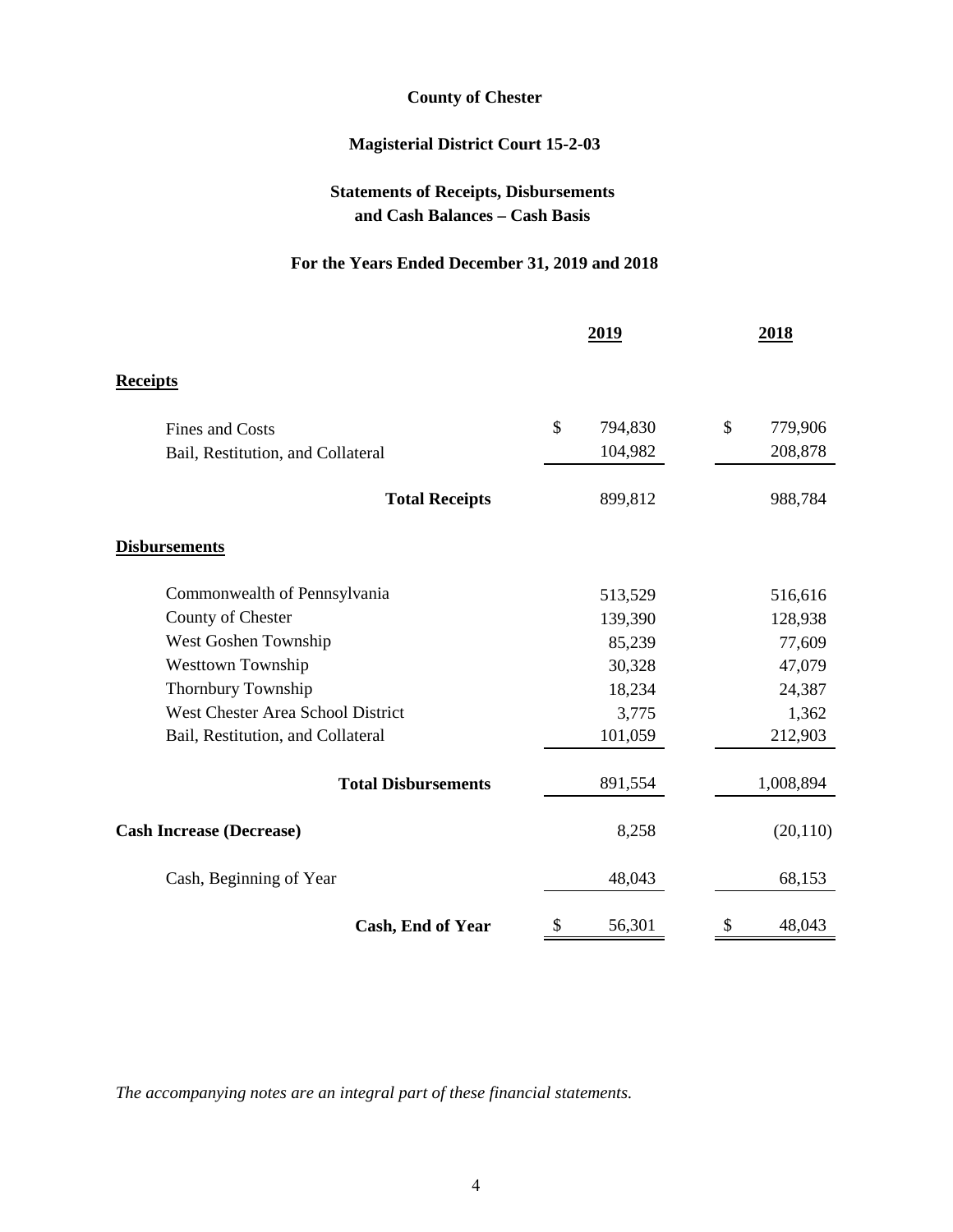**County of Chester**

**Magisterial District Court 15-2-03**

**Statements of Receipts, Disbursements and Cash Balances – Cash Basis**

**For the Years Ended December 31, 2019 and 2018**

| | 2019 | 2018 |
|---|---|---|
| **Receipts** | | |
| Fines and Costs | $ 794,830 | $ 779,906 |
| Bail, Restitution, and Collateral | 104,982 | 208,878 |
| **Total Receipts** | 899,812 | 988,784 |
| **Disbursements** | | |
| Commonwealth of Pennsylvania | 513,529 | 516,616 |
| County of Chester | 139,390 | 128,938 |
| West Goshen Township | 85,239 | 77,609 |
| Westtown Township | 30,328 | 47,079 |
| Thornbury Township | 18,234 | 24,387 |
| West Chester Area School District | 3,775 | 1,362 |
| Bail, Restitution, and Collateral | 101,059 | 212,903 |
| **Total Disbursements** | 891,554 | 1,008,894 |
| **Cash Increase (Decrease)** | 8,258 | (20,110) |
| Cash, Beginning of Year | 48,043 | 68,153 |
| **Cash, End of Year** | $ 56,301 | $ 48,043 |

*The accompanying notes are an integral part of these financial statements.*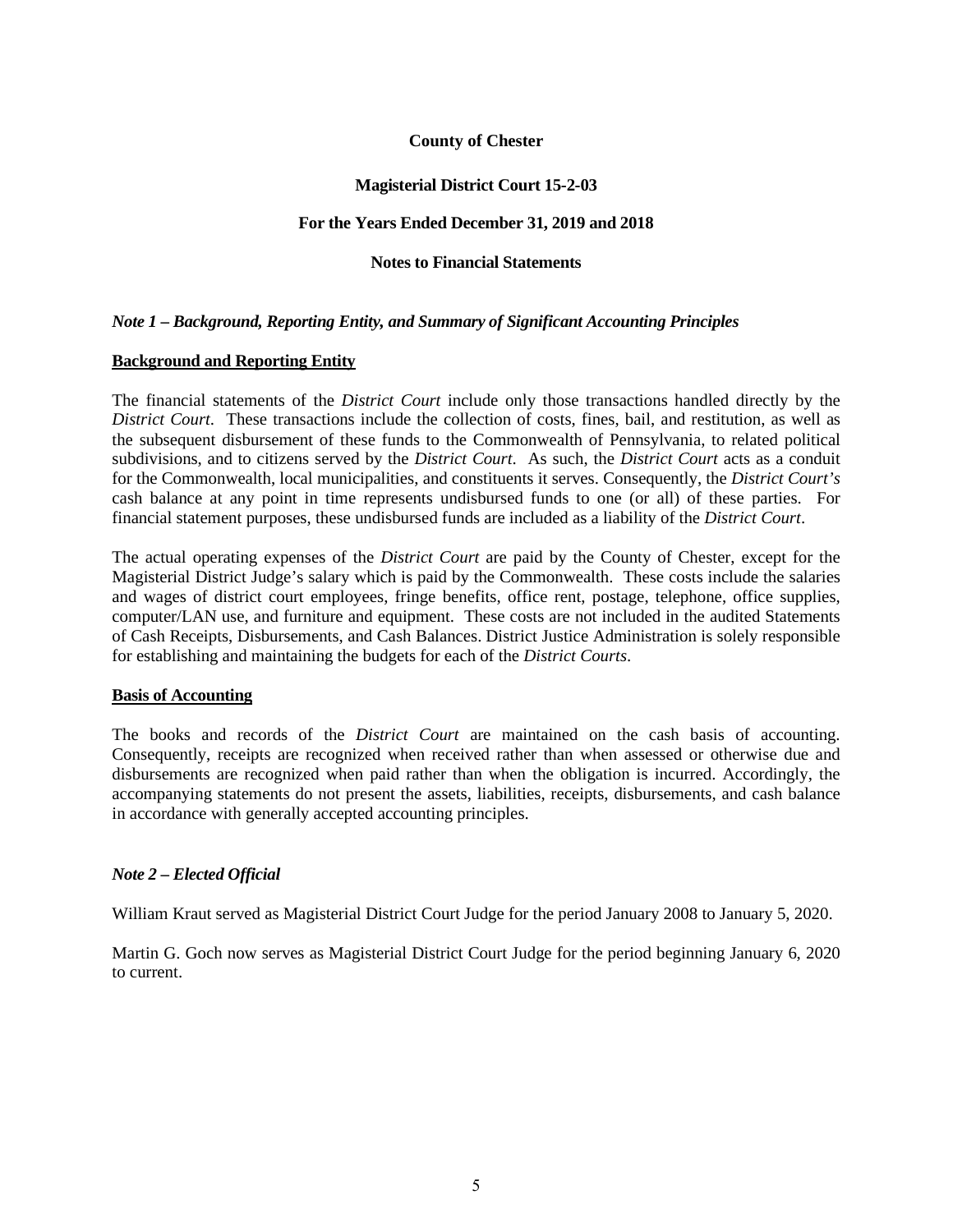**County of Chester**

**Magisterial District Court 15-2-03**

**For the Years Ended December 31, 2019 and 2018**

**Notes to Financial Statements**

### *Note 1 – Background, Reporting Entity, and Summary of Significant Accounting Principles*

**Background and Reporting Entity**

The financial statements of the *District Court* include only those transactions handled directly by the *District Court*. These transactions include the collection of costs, fines, bail, and restitution, as well as the subsequent disbursement of these funds to the Commonwealth of Pennsylvania, to related political subdivisions, and to citizens served by the *District Court*. As such, the *District Court* acts as a conduit for the Commonwealth, local municipalities, and constituents it serves. Consequently, the *District Court's* cash balance at any point in time represents undisbursed funds to one (or all) of these parties. For financial statement purposes, these undisbursed funds are included as a liability of the *District Court*.

The actual operating expenses of the *District Court* are paid by the County of Chester, except for the Magisterial District Judge's salary which is paid by the Commonwealth. These costs include the salaries and wages of district court employees, fringe benefits, office rent, postage, telephone, office supplies, computer/LAN use, and furniture and equipment. These costs are not included in the audited Statements of Cash Receipts, Disbursements, and Cash Balances. District Justice Administration is solely responsible for establishing and maintaining the budgets for each of the *District Courts*.

**Basis of Accounting**

The books and records of the *District Court* are maintained on the cash basis of accounting. Consequently, receipts are recognized when received rather than when assessed or otherwise due and disbursements are recognized when paid rather than when the obligation is incurred. Accordingly, the accompanying statements do not present the assets, liabilities, receipts, disbursements, and cash balance in accordance with generally accepted accounting principles.

### *Note 2 – Elected Official*

William Kraut served as Magisterial District Court Judge for the period January 2008 to January 5, 2020.

Martin G. Goch now serves as Magisterial District Court Judge for the period beginning January 6, 2020 to current.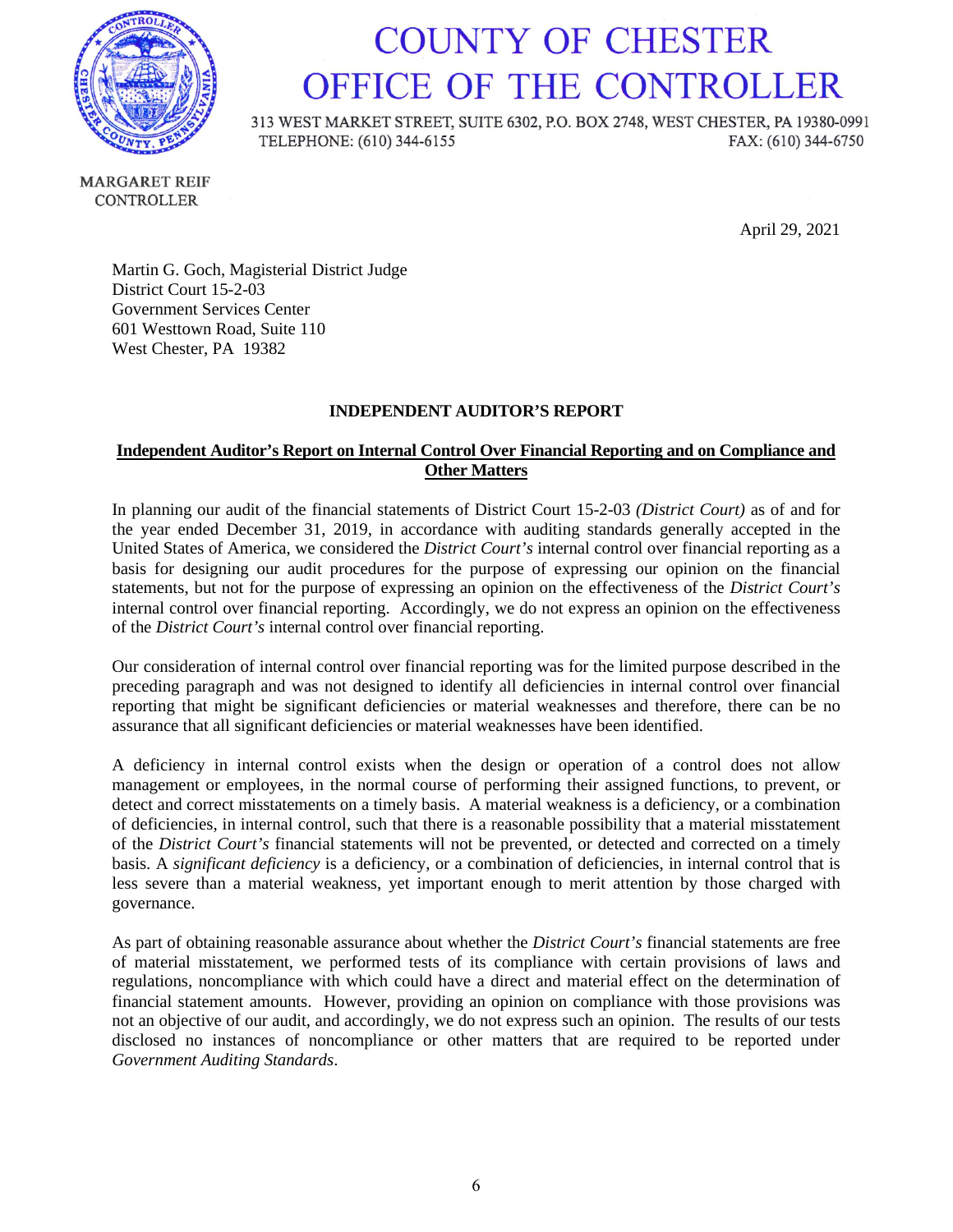# COUNTY OF CHESTER
# OFFICE OF THE CONTROLLER

313 WEST MARKET STREET, SUITE 6302, P.O. BOX 2748, WEST CHESTER, PA 19380-0991
TELEPHONE: (610) 344-6155 FAX: (610) 344-6750

MARGARET REIF
CONTROLLER

April 29, 2021

Martin G. Goch, Magisterial District Judge
District Court 15-2-03
Government Services Center
601 Westtown Road, Suite 110
West Chester, PA 19382

**INDEPENDENT AUDITOR'S REPORT**

**Independent Auditor's Report on Internal Control Over Financial Reporting and on Compliance and Other Matters**

In planning our audit of the financial statements of District Court 15-2-03 *(District Court)* as of and for the year ended December 31, 2019, in accordance with auditing standards generally accepted in the United States of America, we considered the *District Court's* internal control over financial reporting as a basis for designing our audit procedures for the purpose of expressing our opinion on the financial statements, but not for the purpose of expressing an opinion on the effectiveness of the *District Court's* internal control over financial reporting. Accordingly, we do not express an opinion on the effectiveness of the *District Court's* internal control over financial reporting.

Our consideration of internal control over financial reporting was for the limited purpose described in the preceding paragraph and was not designed to identify all deficiencies in internal control over financial reporting that might be significant deficiencies or material weaknesses and therefore, there can be no assurance that all significant deficiencies or material weaknesses have been identified.

A deficiency in internal control exists when the design or operation of a control does not allow management or employees, in the normal course of performing their assigned functions, to prevent, or detect and correct misstatements on a timely basis. A material weakness is a deficiency, or a combination of deficiencies, in internal control, such that there is a reasonable possibility that a material misstatement of the *District Court's* financial statements will not be prevented, or detected and corrected on a timely basis. A *significant deficiency* is a deficiency, or a combination of deficiencies, in internal control that is less severe than a material weakness, yet important enough to merit attention by those charged with governance.

As part of obtaining reasonable assurance about whether the *District Court's* financial statements are free of material misstatement, we performed tests of its compliance with certain provisions of laws and regulations, noncompliance with which could have a direct and material effect on the determination of financial statement amounts. However, providing an opinion on compliance with those provisions was not an objective of our audit, and accordingly, we do not express such an opinion. The results of our tests disclosed no instances of noncompliance or other matters that are required to be reported under *Government Auditing Standards*.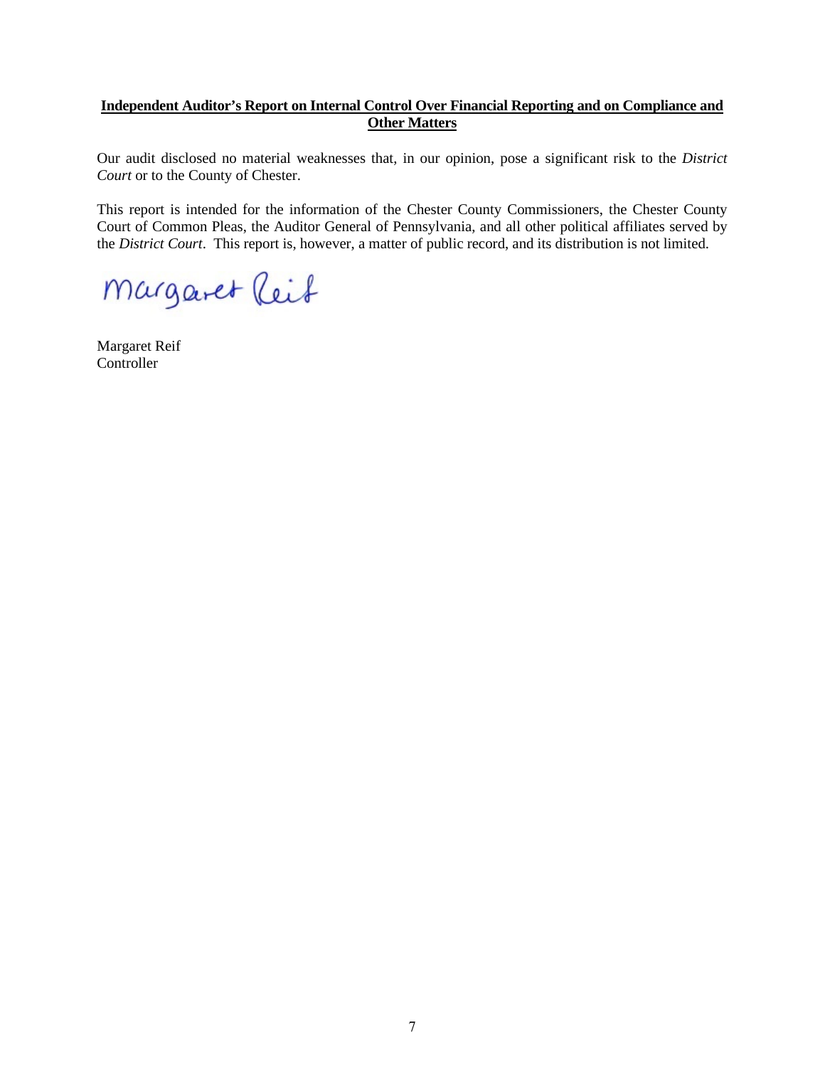**Independent Auditor's Report on Internal Control Over Financial Reporting and on Compliance and Other Matters**

Our audit disclosed no material weaknesses that, in our opinion, pose a significant risk to the *District Court* or to the County of Chester.

This report is intended for the information of the Chester County Commissioners, the Chester County Court of Common Pleas, the Auditor General of Pennsylvania, and all other political affiliates served by the *District Court*. This report is, however, a matter of public record, and its distribution is not limited.

Margaret Reif

Margaret Reif
Controller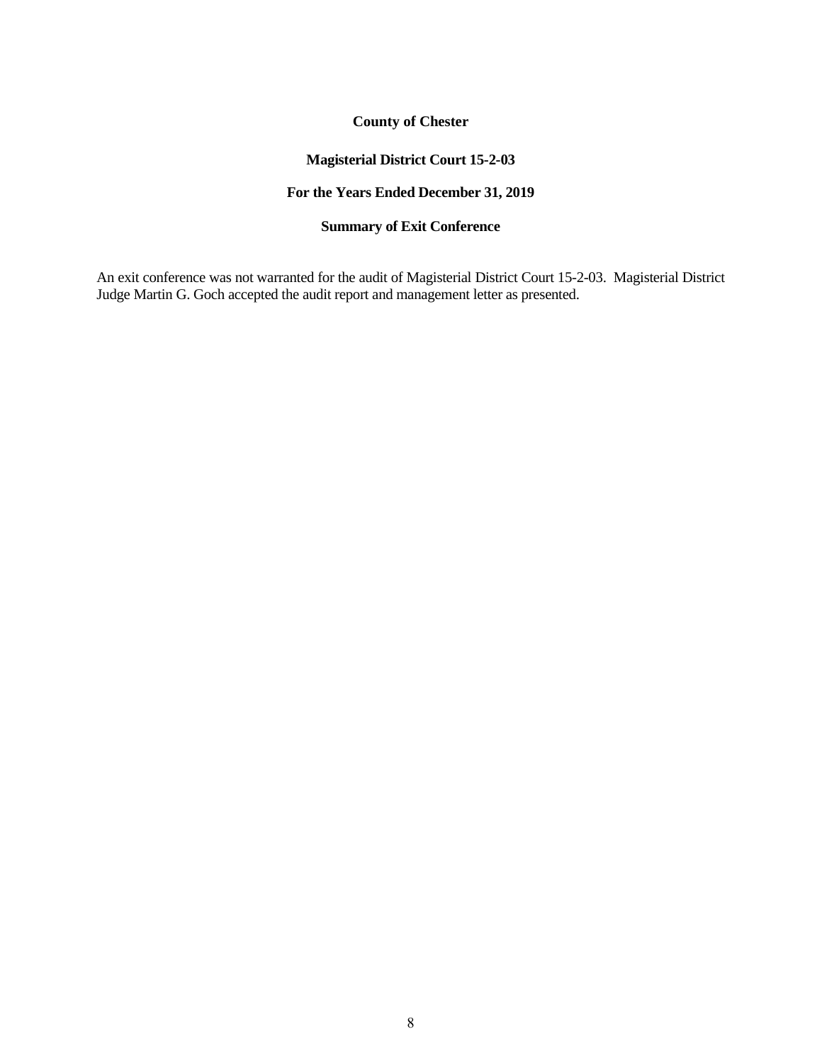**County of Chester**

**Magisterial District Court 15-2-03**

**For the Years Ended December 31, 2019**

**Summary of Exit Conference**

An exit conference was not warranted for the audit of Magisterial District Court 15-2-03. Magisterial District Judge Martin G. Goch accepted the audit report and management letter as presented.